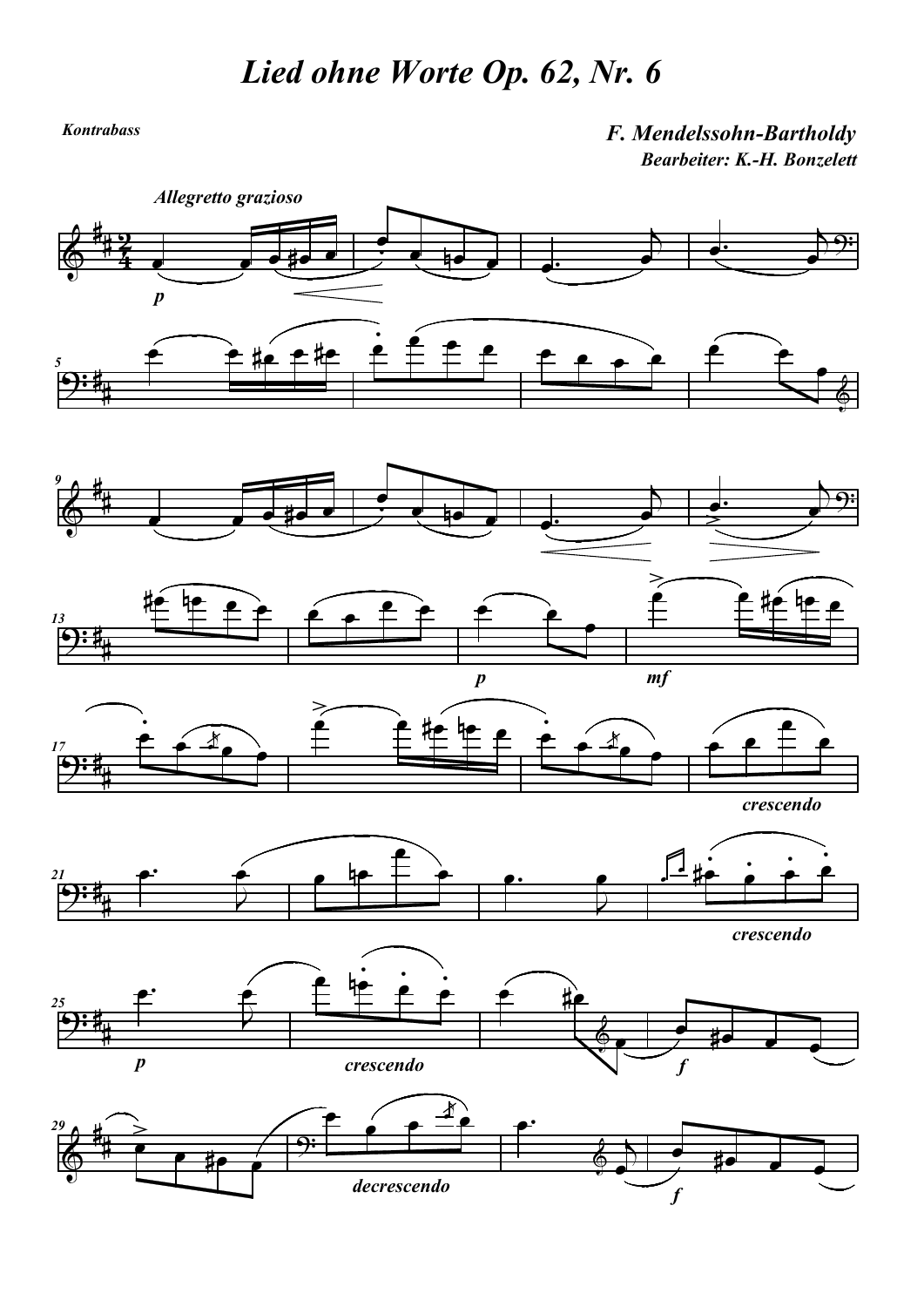# Lied ohne Worte Op. 62, Nr. 6

**Kontrabass**

**F. Mendelssohn-Bartholdy**
**Bearbeiter: K.-H. Bonzelett**

*Allegretto grazioso*